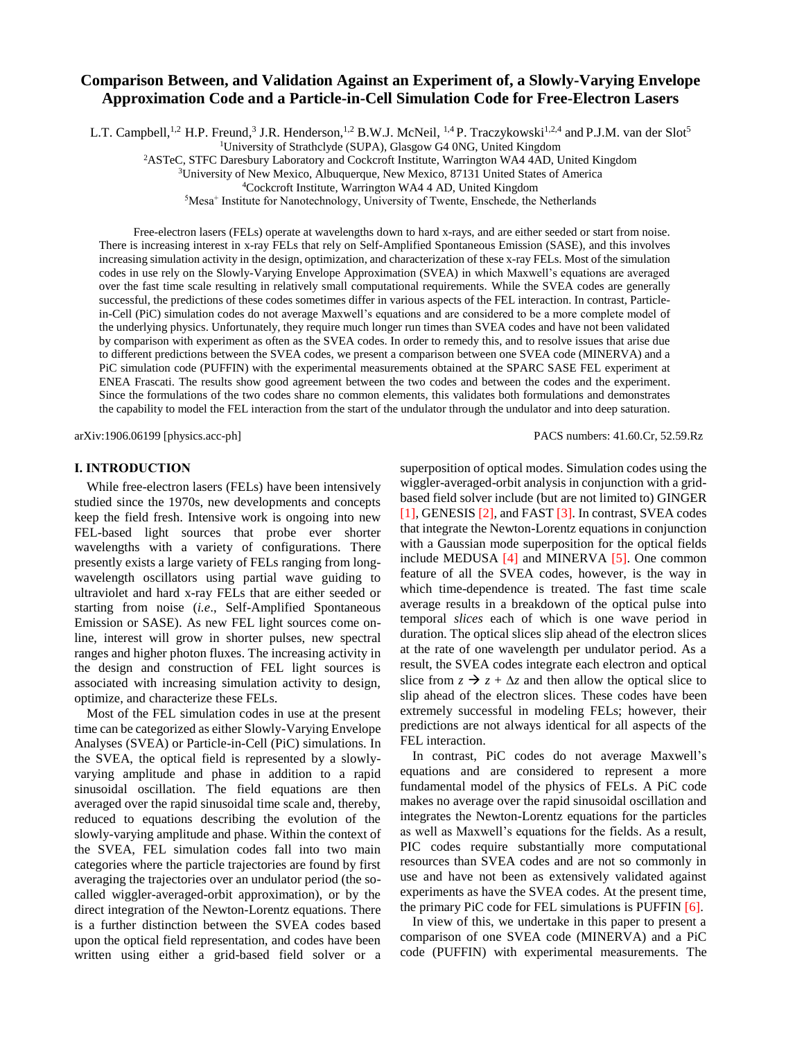# Comparison Between, and Validation Against an Experiment of, a Slowly-Varying Envelope Approximation Code and a Particle-in-Cell Simulation Code for Free-Electron Lasers

L.T. Campbell,[1,2] H.P. Freund,[3] J.R. Henderson,[1,2] B.W.J. McNeil, [1,4] P. Traczykowski[1,2,4] and P.J.M. van der Slot[5]

[1]University of Strathclyde (SUPA), Glasgow G4 0NG, United Kingdom
[2]ASTeC, STFC Daresbury Laboratory and Cockcroft Institute, Warrington WA4 4AD, United Kingdom
[3]University of New Mexico, Albuquerque, New Mexico, 87131 United States of America
[4]Cockcroft Institute, Warrington WA4 4 AD, United Kingdom
[5]Mesa+ Institute for Nanotechnology, University of Twente, Enschede, the Netherlands

Free-electron lasers (FELs) operate at wavelengths down to hard x-rays, and are either seeded or start from noise. There is increasing interest in x-ray FELs that rely on Self-Amplified Spontaneous Emission (SASE), and this involves increasing simulation activity in the design, optimization, and characterization of these x-ray FELs. Most of the simulation codes in use rely on the Slowly-Varying Envelope Approximation (SVEA) in which Maxwell's equations are averaged over the fast time scale resulting in relatively small computational requirements. While the SVEA codes are generally successful, the predictions of these codes sometimes differ in various aspects of the FEL interaction. In contrast, Particle-in-Cell (PiC) simulation codes do not average Maxwell's equations and are considered to be a more complete model of the underlying physics. Unfortunately, they require much longer run times than SVEA codes and have not been validated by comparison with experiment as often as the SVEA codes. In order to remedy this, and to resolve issues that arise due to different predictions between the SVEA codes, we present a comparison between one SVEA code (MINERVA) and a PiC simulation code (PUFFIN) with the experimental measurements obtained at the SPARC SASE FEL experiment at ENEA Frascati. The results show good agreement between the two codes and between the codes and the experiment. Since the formulations of the two codes share no common elements, this validates both formulations and demonstrates the capability to model the FEL interaction from the start of the undulator through the undulator and into deep saturation.

arXiv:1906.06199 [physics.acc-ph]

PACS numbers: 41.60.Cr, 52.59.Rz

## I. INTRODUCTION

While free-electron lasers (FELs) have been intensively studied since the 1970s, new developments and concepts keep the field fresh. Intensive work is ongoing into new FEL-based light sources that probe ever shorter wavelengths with a variety of configurations. There presently exists a large variety of FELs ranging from long-wavelength oscillators using partial wave guiding to ultraviolet and hard x-ray FELs that are either seeded or starting from noise (*i.e*., Self-Amplified Spontaneous Emission or SASE). As new FEL light sources come on-line, interest will grow in shorter pulses, new spectral ranges and higher photon fluxes. The increasing activity in the design and construction of FEL light sources is associated with increasing simulation activity to design, optimize, and characterize these FELs.

Most of the FEL simulation codes in use at the present time can be categorized as either Slowly-Varying Envelope Analyses (SVEA) or Particle-in-Cell (PiC) simulations. In the SVEA, the optical field is represented by a slowly-varying amplitude and phase in addition to a rapid sinusoidal oscillation. The field equations are then averaged over the rapid sinusoidal time scale and, thereby, reduced to equations describing the evolution of the slowly-varying amplitude and phase. Within the context of the SVEA, FEL simulation codes fall into two main categories where the particle trajectories are found by first averaging the trajectories over an undulator period (the so-called wiggler-averaged-orbit approximation), or by the direct integration of the Newton-Lorentz equations. There is a further distinction between the SVEA codes based upon the optical field representation, and codes have been written using either a grid-based field solver or a superposition of optical modes. Simulation codes using the wiggler-averaged-orbit analysis in conjunction with a grid-based field solver include (but are not limited to) GINGER [1], GENESIS [2], and FAST [3]. In contrast, SVEA codes that integrate the Newton-Lorentz equations in conjunction with a Gaussian mode superposition for the optical fields include MEDUSA [4] and MINERVA [5]. One common feature of all the SVEA codes, however, is the way in which time-dependence is treated. The fast time scale average results in a breakdown of the optical pulse into temporal *slices* each of which is one wave period in duration. The optical slices slip ahead of the electron slices at the rate of one wavelength per undulator period. As a result, the SVEA codes integrate each electron and optical slice from $z \rightarrow z + \Delta z$ and then allow the optical slice to slip ahead of the electron slices. These codes have been extremely successful in modeling FELs; however, their predictions are not always identical for all aspects of the FEL interaction.

In contrast, PiC codes do not average Maxwell's equations and are considered to represent a more fundamental model of the physics of FELs. A PiC code makes no average over the rapid sinusoidal oscillation and integrates the Newton-Lorentz equations for the particles as well as Maxwell's equations for the fields. As a result, PIC codes require substantially more computational resources than SVEA codes and are not so commonly in use and have not been as extensively validated against experiments as have the SVEA codes. At the present time, the primary PiC code for FEL simulations is PUFFIN [6].

In view of this, we undertake in this paper to present a comparison of one SVEA code (MINERVA) and a PiC code (PUFFIN) with experimental measurements. The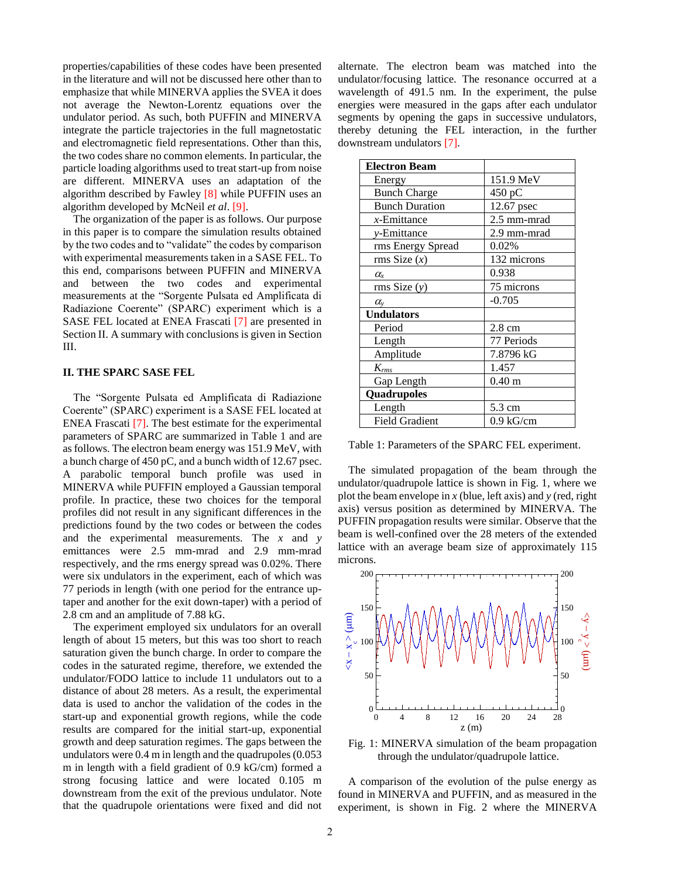properties/capabilities of these codes have been presented in the literature and will not be discussed here other than to emphasize that while MINERVA applies the SVEA it does not average the Newton-Lorentz equations over the undulator period. As such, both PUFFIN and MINERVA integrate the particle trajectories in the full magnetostatic and electromagnetic field representations. Other than this, the two codes share no common elements. In particular, the particle loading algorithms used to treat start-up from noise are different. MINERVA uses an adaptation of the algorithm described by Fawley [8] while PUFFIN uses an algorithm developed by McNeil *et al*. [9].

The organization of the paper is as follows. Our purpose in this paper is to compare the simulation results obtained by the two codes and to "validate" the codes by comparison with experimental measurements taken in a SASE FEL. To this end, comparisons between PUFFIN and MINERVA and between the two codes and experimental measurements at the "Sorgente Pulsata ed Amplificata di Radiazione Coerente" (SPARC) experiment which is a SASE FEL located at ENEA Frascati [7] are presented in Section II. A summary with conclusions is given in Section III.

## II. THE SPARC SASE FEL

The "Sorgente Pulsata ed Amplificata di Radiazione Coerente" (SPARC) experiment is a SASE FEL located at ENEA Frascati [7]. The best estimate for the experimental parameters of SPARC are summarized in Table 1 and are as follows. The electron beam energy was 151.9 MeV, with a bunch charge of 450 pC, and a bunch width of 12.67 psec. A parabolic temporal bunch profile was used in MINERVA while PUFFIN employed a Gaussian temporal profile. In practice, these two choices for the temporal profiles did not result in any significant differences in the predictions found by the two codes or between the codes and the experimental measurements. The $x$ and $y$ emittances were 2.5 mm-mrad and 2.9 mm-mrad respectively, and the rms energy spread was 0.02%. There were six undulators in the experiment, each of which was 77 periods in length (with one period for the entrance up-taper and another for the exit down-taper) with a period of 2.8 cm and an amplitude of 7.88 kG.

The experiment employed six undulators for an overall length of about 15 meters, but this was too short to reach saturation given the bunch charge. In order to compare the codes in the saturated regime, therefore, we extended the undulator/FODO lattice to include 11 undulators out to a distance of about 28 meters. As a result, the experimental data is used to anchor the validation of the codes in the start-up and exponential growth regions, while the code results are compared for the initial start-up, exponential growth and deep saturation regimes. The gaps between the undulators were 0.4 m in length and the quadrupoles (0.053 m in length with a field gradient of 0.9 kG/cm) formed a strong focusing lattice and were located 0.105 m downstream from the exit of the previous undulator. Note that the quadrupole orientations were fixed and did not alternate. The electron beam was matched into the undulator/focusing lattice. The resonance occurred at a wavelength of 491.5 nm. In the experiment, the pulse energies were measured in the gaps after each undulator segments by opening the gaps in successive undulators, thereby detuning the FEL interaction, in the further downstream undulators [7].

| **Electron Beam** | |
|---|---|
| Energy | 151.9 MeV |
| Bunch Charge | 450 pC |
| Bunch Duration | 12.67 psec |
| $x$-Emittance | 2.5 mm-mrad |
| $y$-Emittance | 2.9 mm-mrad |
| rms Energy Spread | 0.02% |
| rms Size ($x$) | 132 microns |
| $\alpha_x$ | 0.938 |
| rms Size ($y$) | 75 microns |
| $\alpha_y$ | -0.705 |
| **Undulators** | |
| Period | 2.8 cm |
| Length | 77 Periods |
| Amplitude | 7.8796 kG |
| $K_{rms}$ | 1.457 |
| Gap Length | 0.40 m |
| **Quadrupoles** | |
| Length | 5.3 cm |
| Field Gradient | 0.9 kG/cm |

Table 1: Parameters of the SPARC FEL experiment.

The simulated propagation of the beam through the undulator/quadrupole lattice is shown in Fig. 1, where we plot the beam envelope in $x$ (blue, left axis) and $y$ (red, right axis) versus position as determined by MINERVA. The PUFFIN propagation results were similar. Observe that the beam is well-confined over the 28 meters of the extended lattice with an average beam size of approximately 115 microns.

Fig. 1: MINERVA simulation of the beam propagation through the undulator/quadrupole lattice.

A comparison of the evolution of the pulse energy as found in MINERVA and PUFFIN, and as measured in the experiment, is shown in Fig. 2 where the MINERVA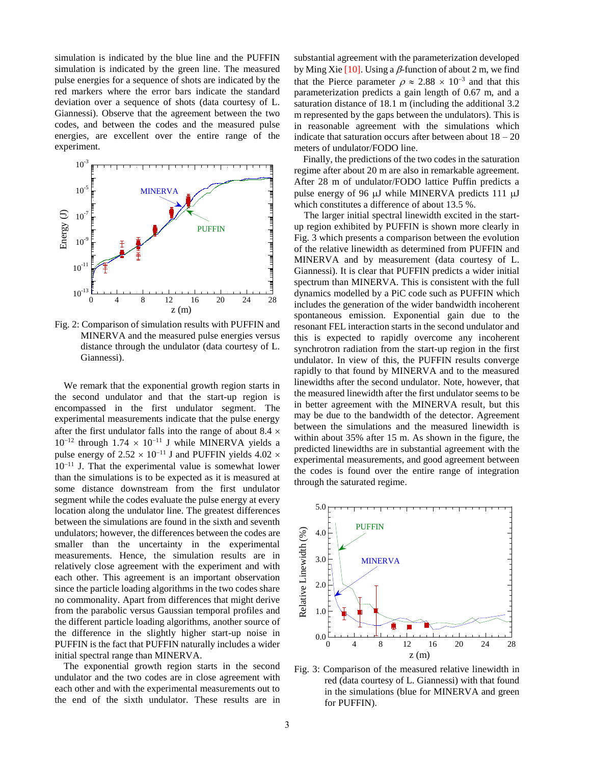simulation is indicated by the blue line and the PUFFIN simulation is indicated by the green line. The measured pulse energies for a sequence of shots are indicated by the red markers where the error bars indicate the standard deviation over a sequence of shots (data courtesy of L. Giannessi). Observe that the agreement between the two codes, and between the codes and the measured pulse energies, are excellent over the entire range of the experiment.

Fig. 2: Comparison of simulation results with PUFFIN and MINERVA and the measured pulse energies versus distance through the undulator (data courtesy of L. Giannessi).

We remark that the exponential growth region starts in the second undulator and that the start-up region is encompassed in the first undulator segment. The experimental measurements indicate that the pulse energy after the first undulator falls into the range of about $8.4 \times 10^{-12}$ through $1.74 \times 10^{-11}$ J while MINERVA yields a pulse energy of $2.52 \times 10^{-11}$ J and PUFFIN yields $4.02 \times 10^{-11}$ J. That the experimental value is somewhat lower than the simulations is to be expected as it is measured at some distance downstream from the first undulator segment while the codes evaluate the pulse energy at every location along the undulator line. The greatest differences between the simulations are found in the sixth and seventh undulators; however, the differences between the codes are smaller than the uncertainty in the experimental measurements. Hence, the simulation results are in relatively close agreement with the experiment and with each other. This agreement is an important observation since the particle loading algorithms in the two codes share no commonality. Apart from differences that might derive from the parabolic versus Gaussian temporal profiles and the different particle loading algorithms, another source of the difference in the slightly higher start-up noise in PUFFIN is the fact that PUFFIN naturally includes a wider initial spectral range than MINERVA.

The exponential growth region starts in the second undulator and the two codes are in close agreement with each other and with the experimental measurements out to the end of the sixth undulator. These results are in substantial agreement with the parameterization developed by Ming Xie [10]. Using a $\beta$-function of about 2 m, we find that the Pierce parameter $\rho \approx 2.88 \times 10^{-3}$ and that this parameterization predicts a gain length of 0.67 m, and a saturation distance of 18.1 m (including the additional 3.2 m represented by the gaps between the undulators). This is in reasonable agreement with the simulations which indicate that saturation occurs after between about 18 – 20 meters of undulator/FODO line.

Finally, the predictions of the two codes in the saturation regime after about 20 m are also in remarkable agreement. After 28 m of undulator/FODO lattice Puffin predicts a pulse energy of 96 μJ while MINERVA predicts 111 μJ which constitutes a difference of about 13.5 %.

The larger initial spectral linewidth excited in the start-up region exhibited by PUFFIN is shown more clearly in Fig. 3 which presents a comparison between the evolution of the relative linewidth as determined from PUFFIN and MINERVA and by measurement (data courtesy of L. Giannessi). It is clear that PUFFIN predicts a wider initial spectrum than MINERVA. This is consistent with the full dynamics modelled by a PiC code such as PUFFIN which includes the generation of the wider bandwidth incoherent spontaneous emission. Exponential gain due to the resonant FEL interaction starts in the second undulator and this is expected to rapidly overcome any incoherent synchrotron radiation from the start-up region in the first undulator. In view of this, the PUFFIN results converge rapidly to that found by MINERVA and to the measured linewidths after the second undulator. Note, however, that the measured linewidth after the first undulator seems to be in better agreement with the MINERVA result, but this may be due to the bandwidth of the detector. Agreement between the simulations and the measured linewidth is within about 35% after 15 m. As shown in the figure, the predicted linewidths are in substantial agreement with the experimental measurements, and good agreement between the codes is found over the entire range of integration through the saturated regime.

Fig. 3: Comparison of the measured relative linewidth in red (data courtesy of L. Giannessi) with that found in the simulations (blue for MINERVA and green for PUFFIN).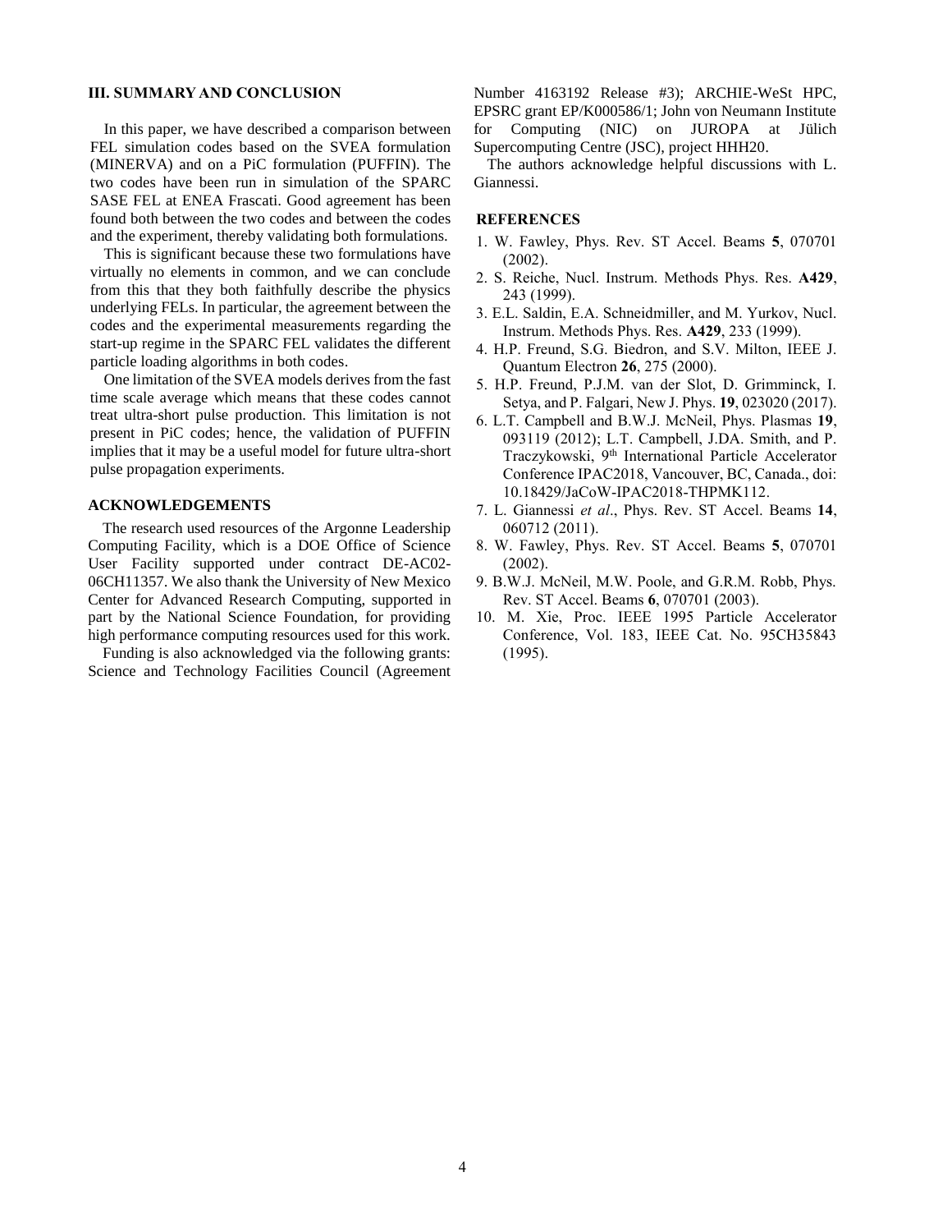## III. SUMMARY AND CONCLUSION

In this paper, we have described a comparison between FEL simulation codes based on the SVEA formulation (MINERVA) and on a PiC formulation (PUFFIN). The two codes have been run in simulation of the SPARC SASE FEL at ENEA Frascati. Good agreement has been found both between the two codes and between the codes and the experiment, thereby validating both formulations.

This is significant because these two formulations have virtually no elements in common, and we can conclude from this that they both faithfully describe the physics underlying FELs. In particular, the agreement between the codes and the experimental measurements regarding the start-up regime in the SPARC FEL validates the different particle loading algorithms in both codes.

One limitation of the SVEA models derives from the fast time scale average which means that these codes cannot treat ultra-short pulse production. This limitation is not present in PiC codes; hence, the validation of PUFFIN implies that it may be a useful model for future ultra-short pulse propagation experiments.

## ACKNOWLEDGEMENTS

The research used resources of the Argonne Leadership Computing Facility, which is a DOE Office of Science User Facility supported under contract DE-AC02-06CH11357. We also thank the University of New Mexico Center for Advanced Research Computing, supported in part by the National Science Foundation, for providing high performance computing resources used for this work.

Funding is also acknowledged via the following grants: Science and Technology Facilities Council (Agreement Number 4163192 Release #3); ARCHIE-WeSt HPC, EPSRC grant EP/K000586/1; John von Neumann Institute for Computing (NIC) on JUROPA at Jülich Supercomputing Centre (JSC), project HHH20.

The authors acknowledge helpful discussions with L. Giannessi.

## REFERENCES

1. W. Fawley, Phys. Rev. ST Accel. Beams **5**, 070701 (2002).
2. S. Reiche, Nucl. Instrum. Methods Phys. Res. **A429**, 243 (1999).
3. E.L. Saldin, E.A. Schneidmiller, and M. Yurkov, Nucl. Instrum. Methods Phys. Res. **A429**, 233 (1999).
4. H.P. Freund, S.G. Biedron, and S.V. Milton, IEEE J. Quantum Electron **26**, 275 (2000).
5. H.P. Freund, P.J.M. van der Slot, D. Grimminck, I. Setya, and P. Falgari, New J. Phys. **19**, 023020 (2017).
6. L.T. Campbell and B.W.J. McNeil, Phys. Plasmas **19**, 093119 (2012); L.T. Campbell, J.DA. Smith, and P. Traczykowski, 9th International Particle Accelerator Conference IPAC2018, Vancouver, BC, Canada., doi: 10.18429/JaCoW-IPAC2018-THPMK112.
7. L. Giannessi *et al*., Phys. Rev. ST Accel. Beams **14**, 060712 (2011).
8. W. Fawley, Phys. Rev. ST Accel. Beams **5**, 070701 (2002).
9. B.W.J. McNeil, M.W. Poole, and G.R.M. Robb, Phys. Rev. ST Accel. Beams **6**, 070701 (2003).
10. M. Xie, Proc. IEEE 1995 Particle Accelerator Conference, Vol. 183, IEEE Cat. No. 95CH35843 (1995).